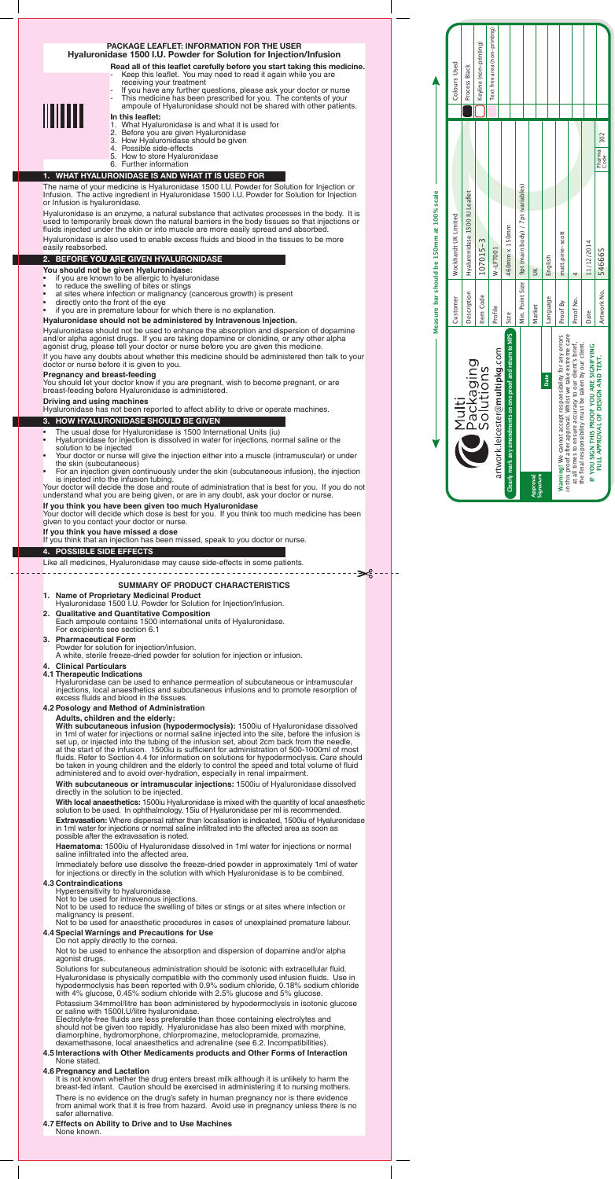# PACKAGE LEAFLET: INFORMATION FOR THE USER
# Hyaluronidase 1500 I.U. Powder for Solution for Injection/Infusion

**Read all of this leaflet carefully before you start taking this medicine.**
- Keep this leaflet. You may need to read it again while you are receiving your treatment
- If you have any further questions, please ask your doctor or nurse
- This medicine has been prescribed for you. The contents of your ampoule of Hyaluronidase should not be shared with other patients.

**In this leaflet:**
1. What Hyaluronidase is and what it is used for
2. Before you are given Hyaluronidase
3. How Hyaluronidase should be given
4. Possible side-effects
5. How to store Hyaluronidase
6. Further information

## 1. WHAT HYALURONIDASE IS AND WHAT IT IS USED FOR

The name of your medicine is Hyaluronidase 1500 I.U. Powder for Solution for Injection or Infusion. The active ingredient in Hyaluronidase 1500 I.U. Powder for Solution for Injection or Infusion is hyaluronidase.

Hyaluronidase is an enzyme, a natural substance that activates processes in the body. It is used to temporarily break down the natural barriers in the body tissues so that injections or fluids injected under the skin or into muscle are more easily spread and absorbed.

Hyaluronidase is also used to enable excess fluids and blood in the tissues to be more easily reabsorbed.

## 2. BEFORE YOU ARE GIVEN HYALURONIDASE

**You should not be given Hyaluronidase:**
- if you are known to be allergic to hyaluronidase
- to reduce the swelling of bites or stings
- at sites where infection or malignancy (cancerous growth) is present
- directly onto the front of the eye
- if you are in premature labour for which there is no explanation.

**Hyaluronidase should not be administered by Intravenous Injection.**

Hyaluronidase should not be used to enhance the absorption and dispersion of dopamine and/or alpha agonist drugs. If you are taking dopamine or clonidine, or any other alpha agonist drug, please tell your doctor or nurse before you are given this medicine.

If you have any doubts about whether this medicine should be administered then talk to your doctor or nurse before it is given to you.

**Pregnancy and breast-feeding**

You should let your doctor know if you are pregnant, wish to become pregnant, or are breast-feeding before Hyaluronidase is administered.

**Driving and using machines**

Hyaluronidase has not been reported to affect ability to drive or operate machines.

## 3. HOW HYALURONIDASE SHOULD BE GIVEN

- The usual dose for Hyaluronidase is 1500 International Units (iu)
- Hyaluronidase for injection is dissolved in water for injections, normal saline or the solution to be injected
- Your doctor or nurse will give the injection either into a muscle (intramuscular) or under the skin (subcutaneous)
- For an injection given continuously under the skin (subcutaneous infusion), the injection is injected into the infusion tubing.

Your doctor will decide the dose and route of administration that is best for you. If you do not understand what you are being given, or are in any doubt, ask your doctor or nurse.

**If you think you have been given too much Hyaluronidase**

Your doctor will decide which dose is best for you. If you think too much medicine has been given to you contact your doctor or nurse.

**If you think you have missed a dose**

If you think that an injection has been missed, speak to you doctor or nurse.

## 4. POSSIBLE SIDE EFFECTS

Like all medicines, Hyaluronidase may cause side-effects in some patients.

---

# SUMMARY OF PRODUCT CHARACTERISTICS

**1. Name of Proprietary Medicinal Product**

Hyaluronidase 1500 I.U. Powder for Solution for Injection/Infusion.

**2. Qualitative and Quantitative Composition**

Each ampoule contains 1500 international units of Hyaluronidase.
For excipients see section 6.1

**3. Pharmaceutical Form**

Powder for solution for injection/infusion.
A white, sterile freeze-dried powder for solution for injection or infusion.

**4. Clinical Particulars**

**4.1 Therapeutic Indications**

Hyaluronidase can be used to enhance permeation of subcutaneous or intramuscular injections, local anaesthetics and subcutaneous infusions and to promote resorption of excess fluids and blood in the tissues.

**4.2 Posology and Method of Administration**

**Adults, children and the elderly:**

**With subcutaneous infusion (hypodermoclysis):** 1500iu of Hyaluronidase dissolved in 1ml of water for injections or normal saline injected into the site, before the infusion is set up, or injected into the tubing of the infusion set, about 2cm back from the needle, at the start of the infusion. 1500iu is sufficient for administration of 500-1000ml of most fluids. Refer to Section 4.4 for information on solutions for hypodermoclysis. Care should be taken in young children and the elderly to control the speed and total volume of fluid administered and to avoid over-hydration, especially in renal impairment.

**With subcutaneous or intramuscular injections:** 1500iu of Hyaluronidase dissolved directly in the solution to be injected.

**With local anaesthetics:** 1500iu Hyaluronidase is mixed with the quantity of local anaesthetic solution to be used. In ophthalmology, 15iu of Hyaluronidase per ml is recommended.

**Extravasation:** Where dispersal rather than localisation is indicated, 1500iu of Hyaluronidase in 1ml water for injections or normal saline infiltrated into the affected area as soon as possible after the extravasation is noted.

**Haematoma:** 1500iu of Hyaluronidase dissolved in 1ml water for injections or normal saline infiltrated into the affected area.

Immediately before use dissolve the freeze-dried powder in approximately 1ml of water for injections or directly in the solution with which Hyaluronidase is to be combined.

**4.3 Contraindications**

Hypersensitivity to hyaluronidase.
Not to be used for intravenous injections.
Not to be used to reduce the swelling of bites or stings or at sites where infection or malignancy is present.
Not to be used for anaesthetic procedures in cases of unexplained premature labour.

**4.4 Special Warnings and Precautions for Use**

Do not apply directly to the cornea.

Not to be used to enhance the absorption and dispersion of dopamine and/or alpha agonist drugs.

Solutions for subcutaneous administration should be isotonic with extracellular fluid. Hyaluronidase is physically compatible with the commonly used infusion fluids. Use in hypodermoclysis has been reported with 0.9% sodium chloride, 0.18% sodium chloride with 4% glucose, 0.45% sodium chloride with 2.5% glucose and 5% glucose.

Potassium 34mmol/litre has been administered by hypodermoclysis in isotonic glucose or saline with 1500I.U/litre hyaluronidase.

Electrolyte-free fluids are less preferable than those containing electrolytes and should not be given too rapidly. Hyaluronidase has also been mixed with morphine, diamorphine, hydromorphone, chlorpromazine, metoclopramide, promazine, dexamethasone, local anaesthetics and adrenaline (see 6.2. Incompatibilities).

**4.5 Interactions with Other Medicaments products and Other Forms of Interaction**

None stated.

**4.6 Pregnancy and Lactation**

It is not known whether the drug enters breast milk although it is unlikely to harm the breast-fed infant. Caution should be exercised in administering it to nursing mothers.

There is no evidence on the drug's safety in human pregnancy nor is there evidence from animal work that it is free from hazard. Avoid use in pregnancy unless there is no safer alternative.

**4.7 Effects on Ability to Drive and to Use Machines**

None known.

---

Measure bar should be 150mm at 100% scale

Multi Packaging Solutions
artwork.leicester@multipkg.com

Clearly mark any amendments on one proof and return to MPS

| | |
|---|---|
| Customer | Wockhardt UK Limited |
| Description | Hyaluronidase 1500 IU Leaflet |
| Item Code | 107015-3 |
| Profile | W-LFT001 |
| Size | 460mm x 150mm |
| Min. Point Size | 9pt (main body) / 7pt (variables) |
| Market | UK |
| Language | English |
| Proof By | matt.prior-scott |
| Proof No. | 4 |
| Date | 11/12/2014 |
| Artwork No. | 546665 |
| Pharma Code | 302 |

Colours Used
- Process Black
- Keyline (non-printing)
- Text free area (non-printing)

Approval Signature / Date

**Warning!** We cannot accept responsibility for any errors in this proof after approval. Whilst we take extreme care at all times to ensure accuracy to our client's brief, the final responsibility must be taken by our client.

**IF YOU SIGN THIS PROOF YOU ARE SIGNIFYING FULL APPROVAL OF DESIGN AND TEXT.**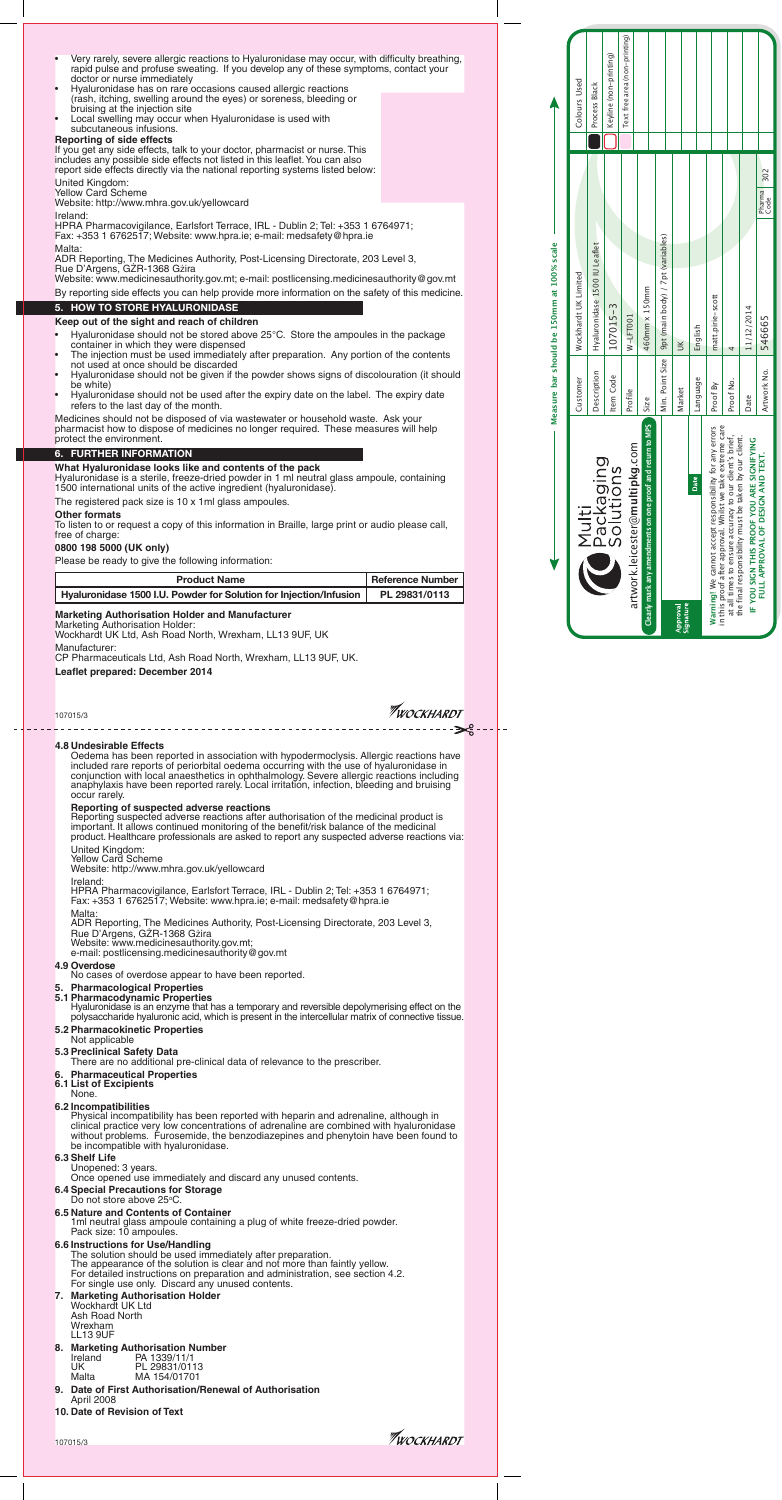- Very rarely, severe allergic reactions to Hyaluronidase may occur, with difficulty breathing, rapid pulse and profuse sweating. If you develop any of these symptoms, contact your doctor or nurse immediately
- Hyaluronidase has on rare occasions caused allergic reactions (rash, itching, swelling around the eyes) or soreness, bleeding or bruising at the injection site
- Local swelling may occur when Hyaluronidase is used with subcutaneous infusions.

**Reporting of side effects**

If you get any side effects, talk to your doctor, pharmacist or nurse. This includes any possible side effects not listed in this leaflet. You can also report side effects directly via the national reporting systems listed below:

United Kingdom:
Yellow Card Scheme
Website: http://www.mhra.gov.uk/yellowcard

Ireland:
HPRA Pharmacovigilance, Earlsfort Terrace, IRL - Dublin 2; Tel: +353 1 6764971; Fax: +353 1 6762517; Website: www.hpra.ie; e-mail: medsafety@hpra.ie

Malta:
ADR Reporting, The Medicines Authority, Post-Licensing Directorate, 203 Level 3, Rue D'Argens, GZR-1368 Gzira
Website: www.medicinesauthority.gov.mt; e-mail: postlicensing.medicinesauthority@gov.mt

By reporting side effects you can help provide more information on the safety of this medicine.

## 5. HOW TO STORE HYALURONIDASE

**Keep out of the sight and reach of children**

- Hyaluronidase should not be stored above 25°C. Store the ampoules in the package container in which they were dispensed
- The injection must be used immediately after preparation. Any portion of the contents not used at once should be discarded
- Hyaluronidase should not be given if the powder shows signs of discolouration (it should be white)
- Hyaluronidase should not be used after the expiry date on the label. The expiry date refers to the last day of the month.

Medicines should not be disposed of via wastewater or household waste. Ask your pharmacist how to dispose of medicines no longer required. These measures will help protect the environment.

## 6. FURTHER INFORMATION

**What Hyaluronidase looks like and contents of the pack**

Hyaluronidase is a sterile, freeze-dried powder in 1 ml neutral glass ampoule, containing 1500 international units of the active ingredient (hyaluronidase).

The registered pack size is 10 x 1ml glass ampoules.

**Other formats**

To listen to or request a copy of this information in Braille, large print or audio please call, free of charge:

**0800 198 5000 (UK only)**

Please be ready to give the following information:

| Product Name | Reference Number |
|---|---|
| Hyaluronidase 1500 I.U. Powder for Solution for Injection/Infusion | PL 29831/0113 |

**Marketing Authorisation Holder and Manufacturer**

Marketing Authorisation Holder:
Wockhardt UK Ltd, Ash Road North, Wrexham, LL13 9UF, UK

Manufacturer:
CP Pharmaceuticals Ltd, Ash Road North, Wrexham, LL13 9UF, UK.

**Leaflet prepared: December 2014**

107015/3

WOCKHARDT

| | |
|---|---|
| Customer | Wockhardt UK Limited |
| Description | Hyaluronidase 1500 IU Leaflet |
| Item Code | 107015-3 |
| Profile | W-LFT001 |
| Size | 460mm x 150mm |
| Min. Point Size | 9pt (main body) / 7pt (variables) |
| Market | UK |
| Language | English |
| Proof By | matt.prier-scott |
| Proof No. | 4 |
| Date | 11/12/2014 |
| Artwork No. | 546665 |
| Pharma Code | 302 |

Multi Packaging Solutions
artwork.leicester@multipkg.com

Clearly mark any amendments on one proof and return to MPS

Approval Signature

Date

Warning! We cannot accept responsibility for any errors in this proof after approval. Whilst we take extreme care at all times to ensure accuracy to our client's brief, the final responsibility must be taken by our client.

IF YOU SIGN THIS PROOF YOU ARE SIGNIFYING FULL APPROVAL OF DESIGN AND TEXT.

Measure bar should be 150mm at 100% scale

Colours Used: Process Black; Keyline (non-printing); Text free area (non-printing)

### 4.8 Undesirable Effects

Oedema has been reported in association with hypodermoclysis. Allergic reactions have included rare reports of periorbital oedema occurring with the use of hyaluronidase in conjunction with local anaesthetics in ophthalmology. Severe allergic reactions including anaphylaxis have been reported rarely. Local irritation, infection, bleeding and bruising occur rarely.

**Reporting of suspected adverse reactions**

Reporting suspected adverse reactions after authorisation of the medicinal product is important. It allows continued monitoring of the benefit/risk balance of the medicinal product. Healthcare professionals are asked to report any suspected adverse reactions via:

United Kingdom:
Yellow Card Scheme
Website: http://www.mhra.gov.uk/yellowcard

Ireland:
HPRA Pharmacovigilance, Earlsfort Terrace, IRL - Dublin 2; Tel: +353 1 6764971; Fax: +353 1 6762517; Website: www.hpra.ie; e-mail: medsafety@hpra.ie

Malta:
ADR Reporting, The Medicines Authority, Post-Licensing Directorate, 203 Level 3, Rue D'Argens, GZR-1368 Gzira
Website: www.medicinesauthority.gov.mt;
e-mail: postlicensing.medicinesauthority@gov.mt

### 4.9 Overdose

No cases of overdose appear to have been reported.

## 5. Pharmacological Properties

### 5.1 Pharmacodynamic Properties

Hyaluronidase is an enzyme that has a temporary and reversible depolymerising effect on the polysaccharide hyaluronic acid, which is present in the intercellular matrix of connective tissue.

### 5.2 Pharmacokinetic Properties

Not applicable

### 5.3 Preclinical Safety Data

There are no additional pre-clinical data of relevance to the prescriber.

## 6. Pharmaceutical Properties

### 6.1 List of Excipients

None.

### 6.2 Incompatibilities

Physical incompatibility has been reported with heparin and adrenaline, although in clinical practice very low concentrations of adrenaline are combined with hyaluronidase without problems. Furosemide, the benzodiazepines and phenytoin have been found to be incompatible with hyaluronidase.

### 6.3 Shelf Life

Unopened: 3 years.
Once opened use immediately and discard any unused contents.

### 6.4 Special Precautions for Storage

Do not store above 25°C.

### 6.5 Nature and Contents of Container

1ml neutral glass ampoule containing a plug of white freeze-dried powder.
Pack size: 10 ampoules.

### 6.6 Instructions for Use/Handling

The solution should be used immediately after preparation.
The appearance of the solution is clear and not more than faintly yellow.
For detailed instructions on preparation and administration, see section 4.2.
For single use only. Discard any unused contents.

## 7. Marketing Authorisation Holder

Wockhardt UK Ltd
Ash Road North
Wrexham
LL13 9UF

## 8. Marketing Authorisation Number

| | |
|---|---|
| Ireland | PA 1339/11/1 |
| UK | PL 29831/0113 |
| Malta | MA 154/01701 |

## 9. Date of First Authorisation/Renewal of Authorisation

April 2008

## 10. Date of Revision of Text

107015/3

WOCKHARDT